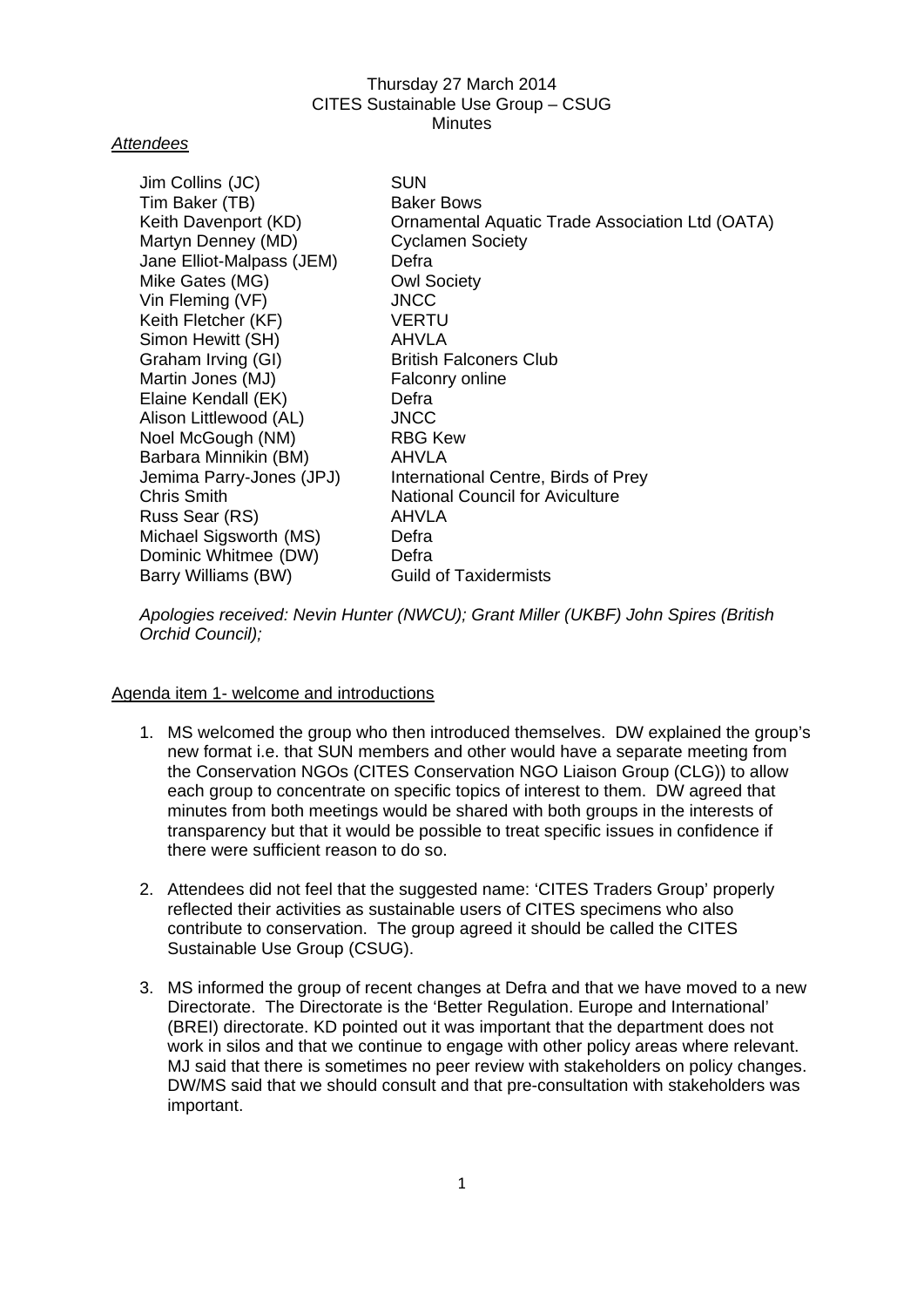Thursday 27 March 2014
CITES Sustainable Use Group – CSUG
Minutes

*Attendees*

| | |
|---|---|
| Jim Collins (JC) | SUN |
| Tim Baker (TB) | Baker Bows |
| Keith Davenport (KD) | Ornamental Aquatic Trade Association Ltd (OATA) |
| Martyn Denney (MD) | Cyclamen Society |
| Jane Elliot-Malpass (JEM) | Defra |
| Mike Gates (MG) | Owl Society |
| Vin Fleming (VF) | JNCC |
| Keith Fletcher (KF) | VERTU |
| Simon Hewitt (SH) | AHVLA |
| Graham Irving (GI) | British Falconers Club |
| Martin Jones (MJ) | Falconry online |
| Elaine Kendall (EK) | Defra |
| Alison Littlewood (AL) | JNCC |
| Noel McGough (NM) | RBG Kew |
| Barbara Minnikin (BM) | AHVLA |
| Jemima Parry-Jones (JPJ) | International Centre, Birds of Prey |
| Chris Smith | National Council for Aviculture |
| Russ Sear (RS) | AHVLA |
| Michael Sigsworth (MS) | Defra |
| Dominic Whitmee (DW) | Defra |
| Barry Williams (BW) | Guild of Taxidermists |

*Apologies received: Nevin Hunter (NWCU); Grant Miller (UKBF) John Spires (British Orchid Council);*

## Agenda item 1- welcome and introductions

1. MS welcomed the group who then introduced themselves. DW explained the group's new format i.e. that SUN members and other would have a separate meeting from the Conservation NGOs (CITES Conservation NGO Liaison Group (CLG)) to allow each group to concentrate on specific topics of interest to them. DW agreed that minutes from both meetings would be shared with both groups in the interests of transparency but that it would be possible to treat specific issues in confidence if there were sufficient reason to do so.

2. Attendees did not feel that the suggested name: 'CITES Traders Group' properly reflected their activities as sustainable users of CITES specimens who also contribute to conservation. The group agreed it should be called the CITES Sustainable Use Group (CSUG).

3. MS informed the group of recent changes at Defra and that we have moved to a new Directorate. The Directorate is the 'Better Regulation. Europe and International' (BREI) directorate. KD pointed out it was important that the department does not work in silos and that we continue to engage with other policy areas where relevant. MJ said that there is sometimes no peer review with stakeholders on policy changes. DW/MS said that we should consult and that pre-consultation with stakeholders was important.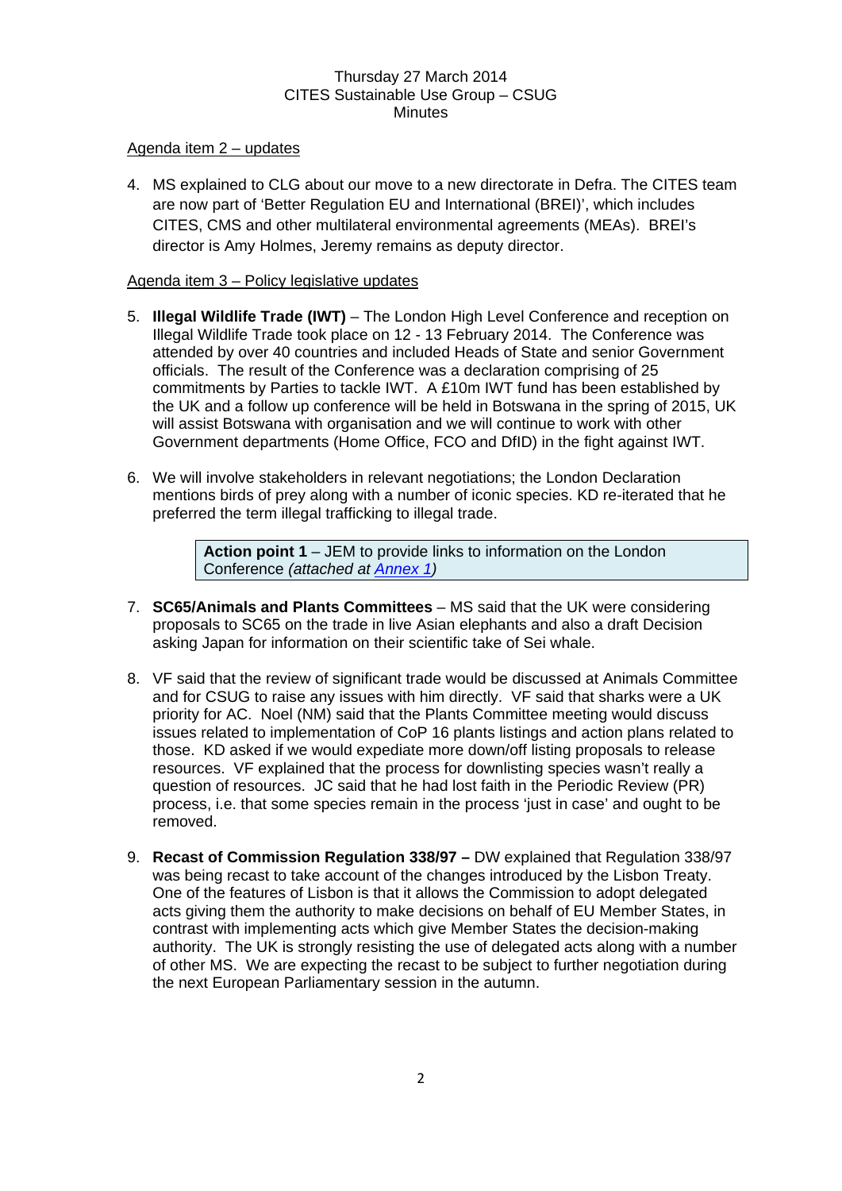Thursday 27 March 2014
CITES Sustainable Use Group – CSUG
Minutes

Agenda item 2 – updates

4. MS explained to CLG about our move to a new directorate in Defra. The CITES team are now part of 'Better Regulation EU and International (BREI)', which includes CITES, CMS and other multilateral environmental agreements (MEAs). BREI's director is Amy Holmes, Jeremy remains as deputy director.

Agenda item 3 – Policy legislative updates

5. **Illegal Wildlife Trade (IWT)** – The London High Level Conference and reception on Illegal Wildlife Trade took place on 12 - 13 February 2014. The Conference was attended by over 40 countries and included Heads of State and senior Government officials. The result of the Conference was a declaration comprising of 25 commitments by Parties to tackle IWT. A £10m IWT fund has been established by the UK and a follow up conference will be held in Botswana in the spring of 2015, UK will assist Botswana with organisation and we will continue to work with other Government departments (Home Office, FCO and DfID) in the fight against IWT.

6. We will involve stakeholders in relevant negotiations; the London Declaration mentions birds of prey along with a number of iconic species. KD re-iterated that he preferred the term illegal trafficking to illegal trade.

> **Action point 1** – JEM to provide links to information on the London Conference *(attached at Annex 1)*

7. **SC65/Animals and Plants Committees** – MS said that the UK were considering proposals to SC65 on the trade in live Asian elephants and also a draft Decision asking Japan for information on their scientific take of Sei whale.

8. VF said that the review of significant trade would be discussed at Animals Committee and for CSUG to raise any issues with him directly. VF said that sharks were a UK priority for AC. Noel (NM) said that the Plants Committee meeting would discuss issues related to implementation of CoP 16 plants listings and action plans related to those. KD asked if we would expediate more down/off listing proposals to release resources. VF explained that the process for downlisting species wasn't really a question of resources. JC said that he had lost faith in the Periodic Review (PR) process, i.e. that some species remain in the process 'just in case' and ought to be removed.

9. **Recast of Commission Regulation 338/97 –** DW explained that Regulation 338/97 was being recast to take account of the changes introduced by the Lisbon Treaty. One of the features of Lisbon is that it allows the Commission to adopt delegated acts giving them the authority to make decisions on behalf of EU Member States, in contrast with implementing acts which give Member States the decision-making authority. The UK is strongly resisting the use of delegated acts along with a number of other MS. We are expecting the recast to be subject to further negotiation during the next European Parliamentary session in the autumn.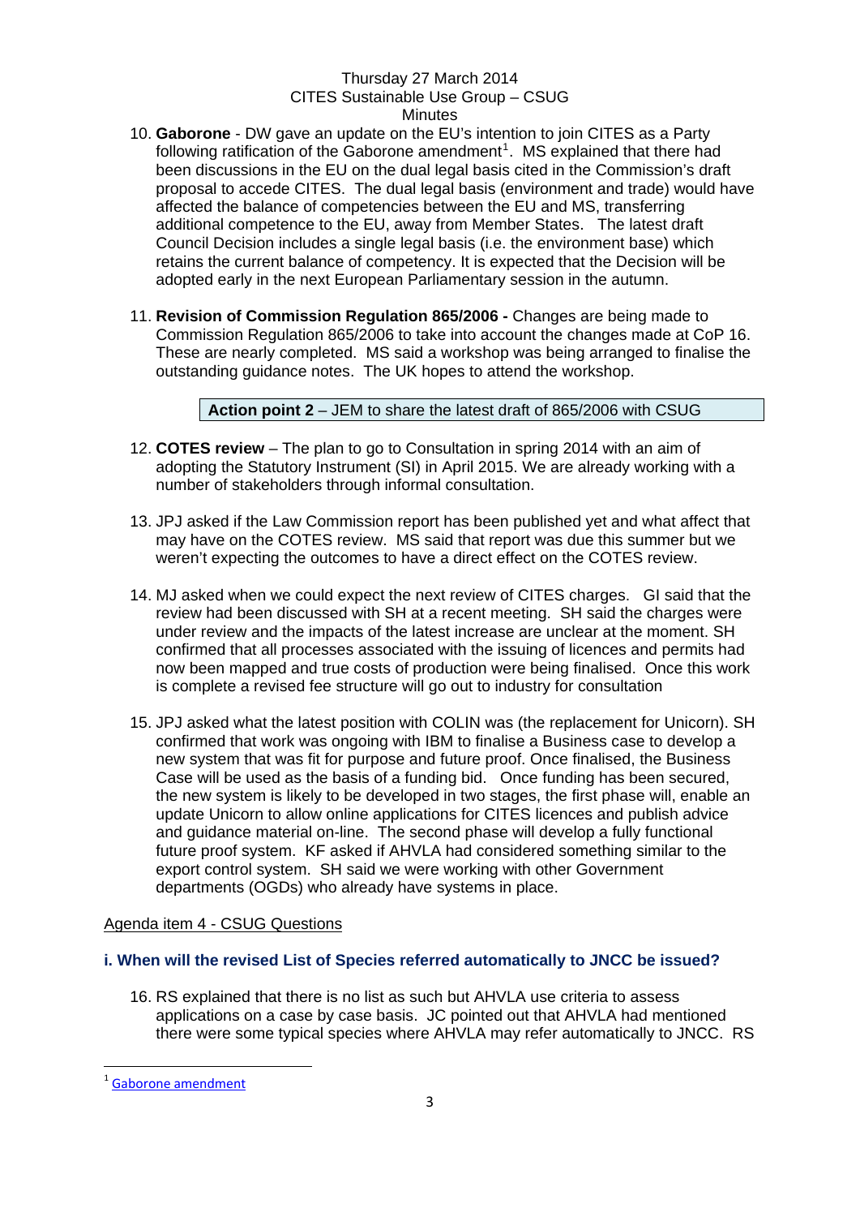10. **Gaborone** - DW gave an update on the EU's intention to join CITES as a Party following ratification of the Gaborone amendment[1]. MS explained that there had been discussions in the EU on the dual legal basis cited in the Commission's draft proposal to accede CITES. The dual legal basis (environment and trade) would have affected the balance of competencies between the EU and MS, transferring additional competence to the EU, away from Member States. The latest draft Council Decision includes a single legal basis (i.e. the environment base) which retains the current balance of competency. It is expected that the Decision will be adopted early in the next European Parliamentary session in the autumn.

11. **Revision of Commission Regulation 865/2006 -** Changes are being made to Commission Regulation 865/2006 to take into account the changes made at CoP 16. These are nearly completed. MS said a workshop was being arranged to finalise the outstanding guidance notes. The UK hopes to attend the workshop.

**Action point 2** – JEM to share the latest draft of 865/2006 with CSUG

12. **COTES review** – The plan to go to Consultation in spring 2014 with an aim of adopting the Statutory Instrument (SI) in April 2015. We are already working with a number of stakeholders through informal consultation.

13. JPJ asked if the Law Commission report has been published yet and what affect that may have on the COTES review. MS said that report was due this summer but we weren't expecting the outcomes to have a direct effect on the COTES review.

14. MJ asked when we could expect the next review of CITES charges. GI said that the review had been discussed with SH at a recent meeting. SH said the charges were under review and the impacts of the latest increase are unclear at the moment. SH confirmed that all processes associated with the issuing of licences and permits had now been mapped and true costs of production were being finalised. Once this work is complete a revised fee structure will go out to industry for consultation

15. JPJ asked what the latest position with COLIN was (the replacement for Unicorn). SH confirmed that work was ongoing with IBM to finalise a Business case to develop a new system that was fit for purpose and future proof. Once finalised, the Business Case will be used as the basis of a funding bid. Once funding has been secured, the new system is likely to be developed in two stages, the first phase will, enable an update Unicorn to allow online applications for CITES licences and publish advice and guidance material on-line. The second phase will develop a fully functional future proof system. KF asked if AHVLA had considered something similar to the export control system. SH said we were working with other Government departments (OGDs) who already have systems in place.

Agenda item 4 - CSUG Questions

### i. When will the revised List of Species referred automatically to JNCC be issued?

16. RS explained that there is no list as such but AHVLA use criteria to assess applications on a case by case basis. JC pointed out that AHVLA had mentioned there were some typical species where AHVLA may refer automatically to JNCC. RS

---

[1] Gaborone amendment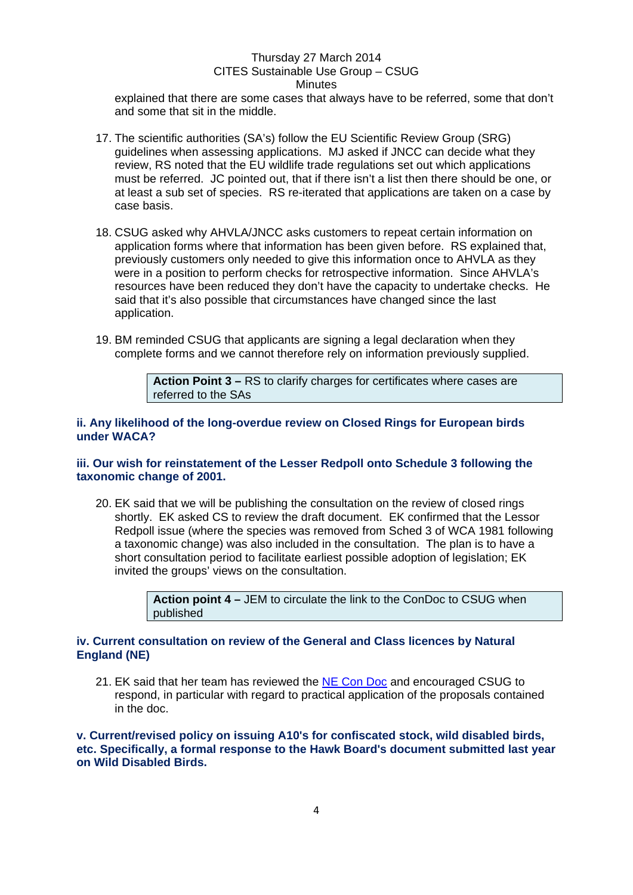explained that there are some cases that always have to be referred, some that don't and some that sit in the middle.

17. The scientific authorities (SA's) follow the EU Scientific Review Group (SRG) guidelines when assessing applications. MJ asked if JNCC can decide what they review, RS noted that the EU wildlife trade regulations set out which applications must be referred. JC pointed out, that if there isn't a list then there should be one, or at least a sub set of species. RS re-iterated that applications are taken on a case by case basis.

18. CSUG asked why AHVLA/JNCC asks customers to repeat certain information on application forms where that information has been given before. RS explained that, previously customers only needed to give this information once to AHVLA as they were in a position to perform checks for retrospective information. Since AHVLA's resources have been reduced they don't have the capacity to undertake checks. He said that it's also possible that circumstances have changed since the last application.

19. BM reminded CSUG that applicants are signing a legal declaration when they complete forms and we cannot therefore rely on information previously supplied.

> **Action Point 3 –** RS to clarify charges for certificates where cases are referred to the SAs

**ii. Any likelihood of the long-overdue review on Closed Rings for European birds under WACA?**

**iii. Our wish for reinstatement of the Lesser Redpoll onto Schedule 3 following the taxonomic change of 2001.**

20. EK said that we will be publishing the consultation on the review of closed rings shortly. EK asked CS to review the draft document. EK confirmed that the Lessor Redpoll issue (where the species was removed from Sched 3 of WCA 1981 following a taxonomic change) was also included in the consultation. The plan is to have a short consultation period to facilitate earliest possible adoption of legislation; EK invited the groups' views on the consultation.

> **Action point 4 –** JEM to circulate the link to the ConDoc to CSUG when published

**iv. Current consultation on review of the General and Class licences by Natural England (NE)**

21. EK said that her team has reviewed the NE Con Doc and encouraged CSUG to respond, in particular with regard to practical application of the proposals contained in the doc.

**v. Current/revised policy on issuing A10's for confiscated stock, wild disabled birds, etc. Specifically, a formal response to the Hawk Board's document submitted last year on Wild Disabled Birds.**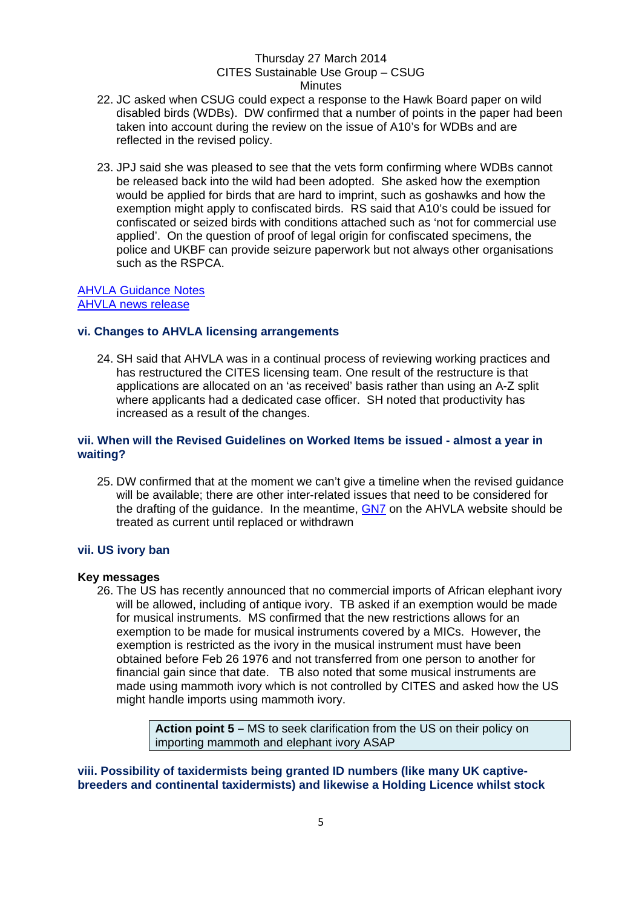22. JC asked when CSUG could expect a response to the Hawk Board paper on wild disabled birds (WDBs). DW confirmed that a number of points in the paper had been taken into account during the review on the issue of A10's for WDBs and are reflected in the revised policy.

23. JPJ said she was pleased to see that the vets form confirming where WDBs cannot be released back into the wild had been adopted. She asked how the exemption would be applied for birds that are hard to imprint, such as goshawks and how the exemption might apply to confiscated birds. RS said that A10's could be issued for confiscated or seized birds with conditions attached such as 'not for commercial use applied'. On the question of proof of legal origin for confiscated specimens, the police and UKBF can provide seizure paperwork but not always other organisations such as the RSPCA.

AHVLA Guidance Notes
AHVLA news release

### vi. Changes to AHVLA licensing arrangements

24. SH said that AHVLA was in a continual process of reviewing working practices and has restructured the CITES licensing team. One result of the restructure is that applications are allocated on an 'as received' basis rather than using an A-Z split where applicants had a dedicated case officer. SH noted that productivity has increased as a result of the changes.

### vii. When will the Revised Guidelines on Worked Items be issued - almost a year in waiting?

25. DW confirmed that at the moment we can't give a timeline when the revised guidance will be available; there are other inter-related issues that need to be considered for the drafting of the guidance. In the meantime, GN7 on the AHVLA website should be treated as current until replaced or withdrawn

### vii. US ivory ban

**Key messages**

26. The US has recently announced that no commercial imports of African elephant ivory will be allowed, including of antique ivory. TB asked if an exemption would be made for musical instruments. MS confirmed that the new restrictions allows for an exemption to be made for musical instruments covered by a MICs. However, the exemption is restricted as the ivory in the musical instrument must have been obtained before Feb 26 1976 and not transferred from one person to another for financial gain since that date. TB also noted that some musical instruments are made using mammoth ivory which is not controlled by CITES and asked how the US might handle imports using mammoth ivory.

> **Action point 5 –** MS to seek clarification from the US on their policy on importing mammoth and elephant ivory ASAP

### viii. Possibility of taxidermists being granted ID numbers (like many UK captive-breeders and continental taxidermists) and likewise a Holding Licence whilst stock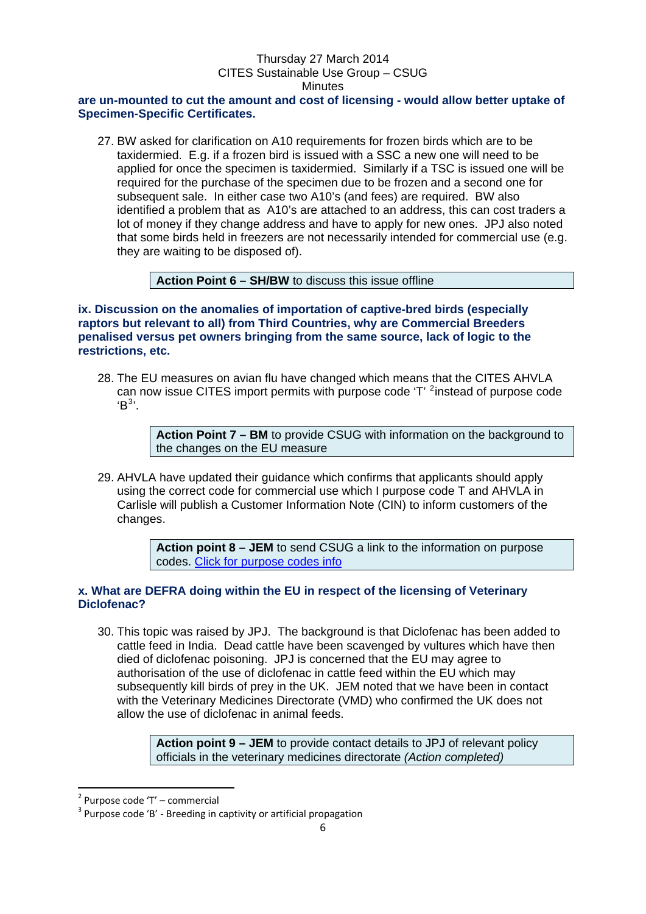**are un-mounted to cut the amount and cost of licensing - would allow better uptake of Specimen-Specific Certificates.**

27. BW asked for clarification on A10 requirements for frozen birds which are to be taxidermied. E.g. if a frozen bird is issued with a SSC a new one will need to be applied for once the specimen is taxidermied. Similarly if a TSC is issued one will be required for the purchase of the specimen due to be frozen and a second one for subsequent sale. In either case two A10's (and fees) are required. BW also identified a problem that as A10's are attached to an address, this can cost traders a lot of money if they change address and have to apply for new ones. JPJ also noted that some birds held in freezers are not necessarily intended for commercial use (e.g. they are waiting to be disposed of).

> **Action Point 6 – SH/BW** to discuss this issue offline

**ix. Discussion on the anomalies of importation of captive-bred birds (especially raptors but relevant to all) from Third Countries, why are Commercial Breeders penalised versus pet owners bringing from the same source, lack of logic to the restrictions, etc.**

28. The EU measures on avian flu have changed which means that the CITES AHVLA can now issue CITES import permits with purpose code 'T' [2]instead of purpose code 'B[3]'.

> **Action Point 7 – BM** to provide CSUG with information on the background to the changes on the EU measure

29. AHVLA have updated their guidance which confirms that applicants should apply using the correct code for commercial use which I purpose code T and AHVLA in Carlisle will publish a Customer Information Note (CIN) to inform customers of the changes.

> **Action point 8 – JEM** to send CSUG a link to the information on purpose codes. [Click for purpose codes info]

**x. What are DEFRA doing within the EU in respect of the licensing of Veterinary Diclofenac?**

30. This topic was raised by JPJ. The background is that Diclofenac has been added to cattle feed in India. Dead cattle have been scavenged by vultures which have then died of diclofenac poisoning. JPJ is concerned that the EU may agree to authorisation of the use of diclofenac in cattle feed within the EU which may subsequently kill birds of prey in the UK. JEM noted that we have been in contact with the Veterinary Medicines Directorate (VMD) who confirmed the UK does not allow the use of diclofenac in animal feeds.

> **Action point 9 – JEM** to provide contact details to JPJ of relevant policy officials in the veterinary medicines directorate *(Action completed)*

---

[2] Purpose code 'T' – commercial

[3] Purpose code 'B' - Breeding in captivity or artificial propagation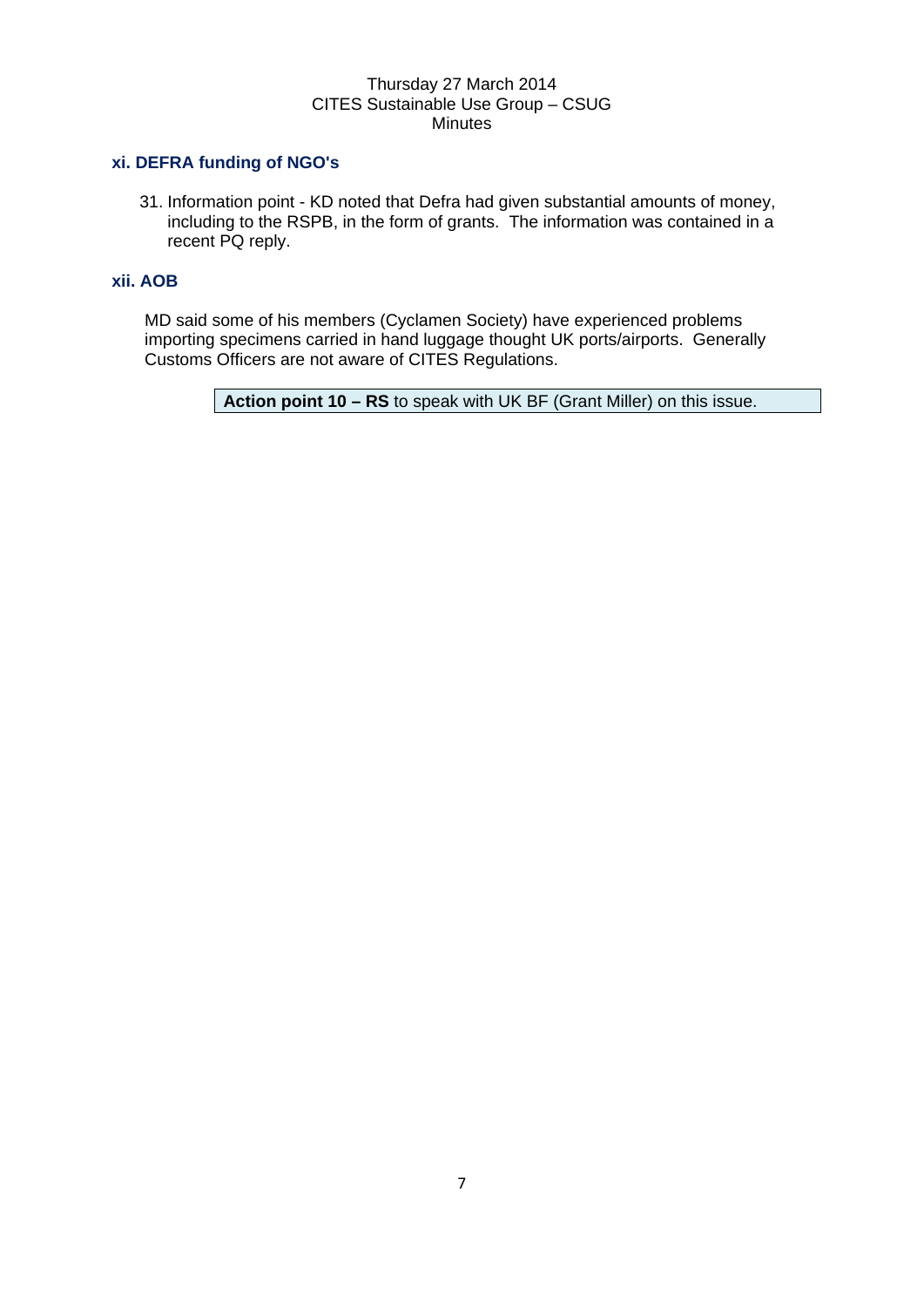### xi. DEFRA funding of NGO's

31. Information point - KD noted that Defra had given substantial amounts of money, including to the RSPB, in the form of grants. The information was contained in a recent PQ reply.

### xii. AOB

MD said some of his members (Cyclamen Society) have experienced problems importing specimens carried in hand luggage thought UK ports/airports. Generally Customs Officers are not aware of CITES Regulations.

**Action point 10 – RS** to speak with UK BF (Grant Miller) on this issue.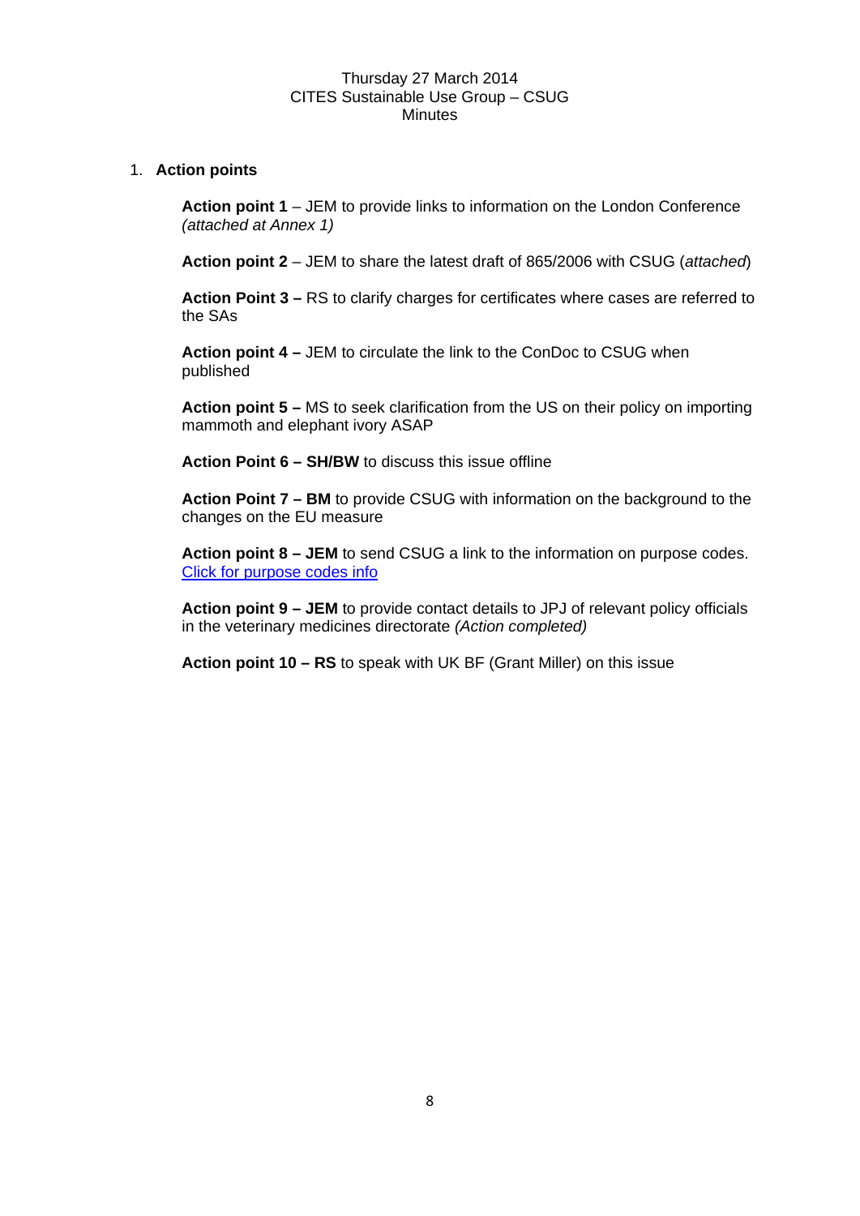Thursday 27 March 2014
CITES Sustainable Use Group – CSUG
Minutes

1. **Action points**

**Action point 1** – JEM to provide links to information on the London Conference *(attached at Annex 1)*

**Action point 2** – JEM to share the latest draft of 865/2006 with CSUG (*attached*)

**Action Point 3 –** RS to clarify charges for certificates where cases are referred to the SAs

**Action point 4 –** JEM to circulate the link to the ConDoc to CSUG when published

**Action point 5 –** MS to seek clarification from the US on their policy on importing mammoth and elephant ivory ASAP

**Action Point 6 – SH/BW** to discuss this issue offline

**Action Point 7 – BM** to provide CSUG with information on the background to the changes on the EU measure

**Action point 8 – JEM** to send CSUG a link to the information on purpose codes. Click for purpose codes info

**Action point 9 – JEM** to provide contact details to JPJ of relevant policy officials in the veterinary medicines directorate *(Action completed)*

**Action point 10 – RS** to speak with UK BF (Grant Miller) on this issue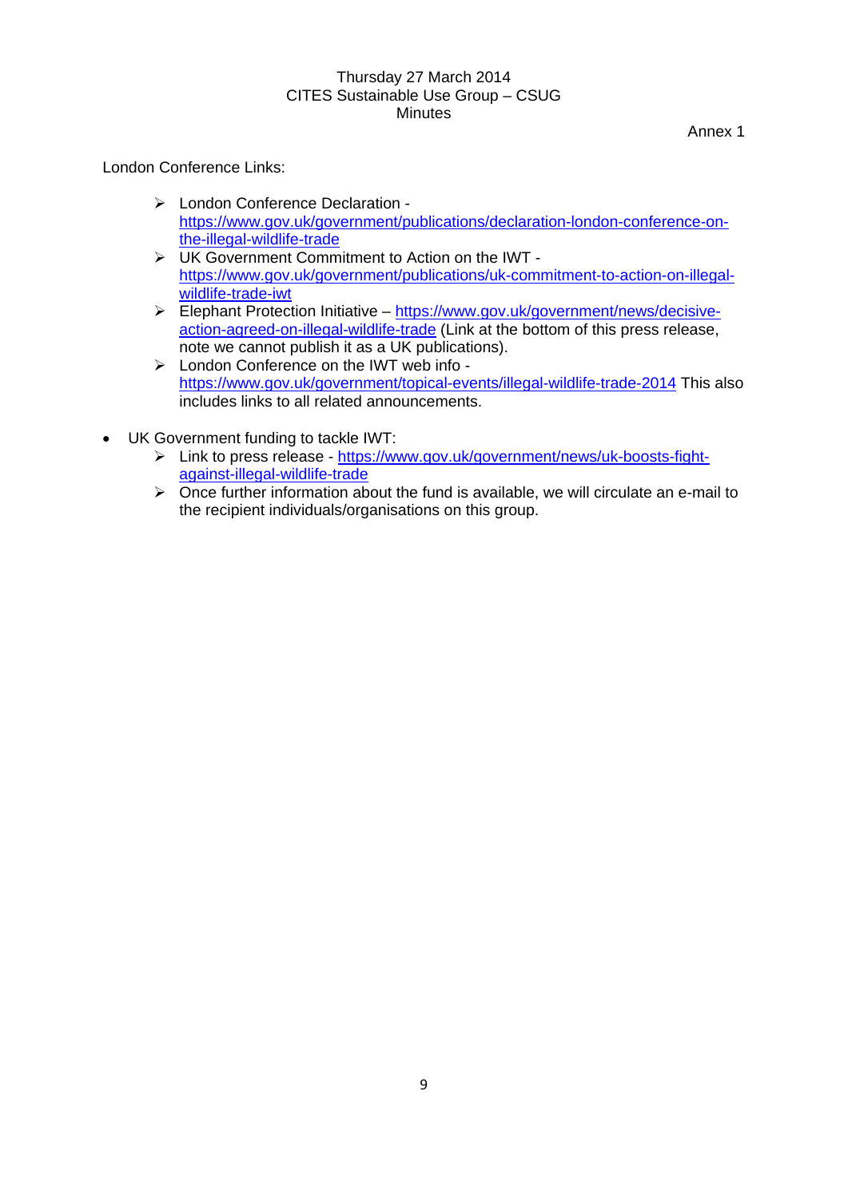Thursday 27 March 2014
CITES Sustainable Use Group – CSUG
Minutes

Annex 1

London Conference Links:

- London Conference Declaration - https://www.gov.uk/government/publications/declaration-london-conference-on-the-illegal-wildlife-trade
- UK Government Commitment to Action on the IWT - https://www.gov.uk/government/publications/uk-commitment-to-action-on-illegal-wildlife-trade-iwt
- Elephant Protection Initiative – https://www.gov.uk/government/news/decisive-action-agreed-on-illegal-wildlife-trade (Link at the bottom of this press release, note we cannot publish it as a UK publications).
- London Conference on the IWT web info - https://www.gov.uk/government/topical-events/illegal-wildlife-trade-2014 This also includes links to all related announcements.

- UK Government funding to tackle IWT:
  - Link to press release - https://www.gov.uk/government/news/uk-boosts-fight-against-illegal-wildlife-trade
  - Once further information about the fund is available, we will circulate an e-mail to the recipient individuals/organisations on this group.